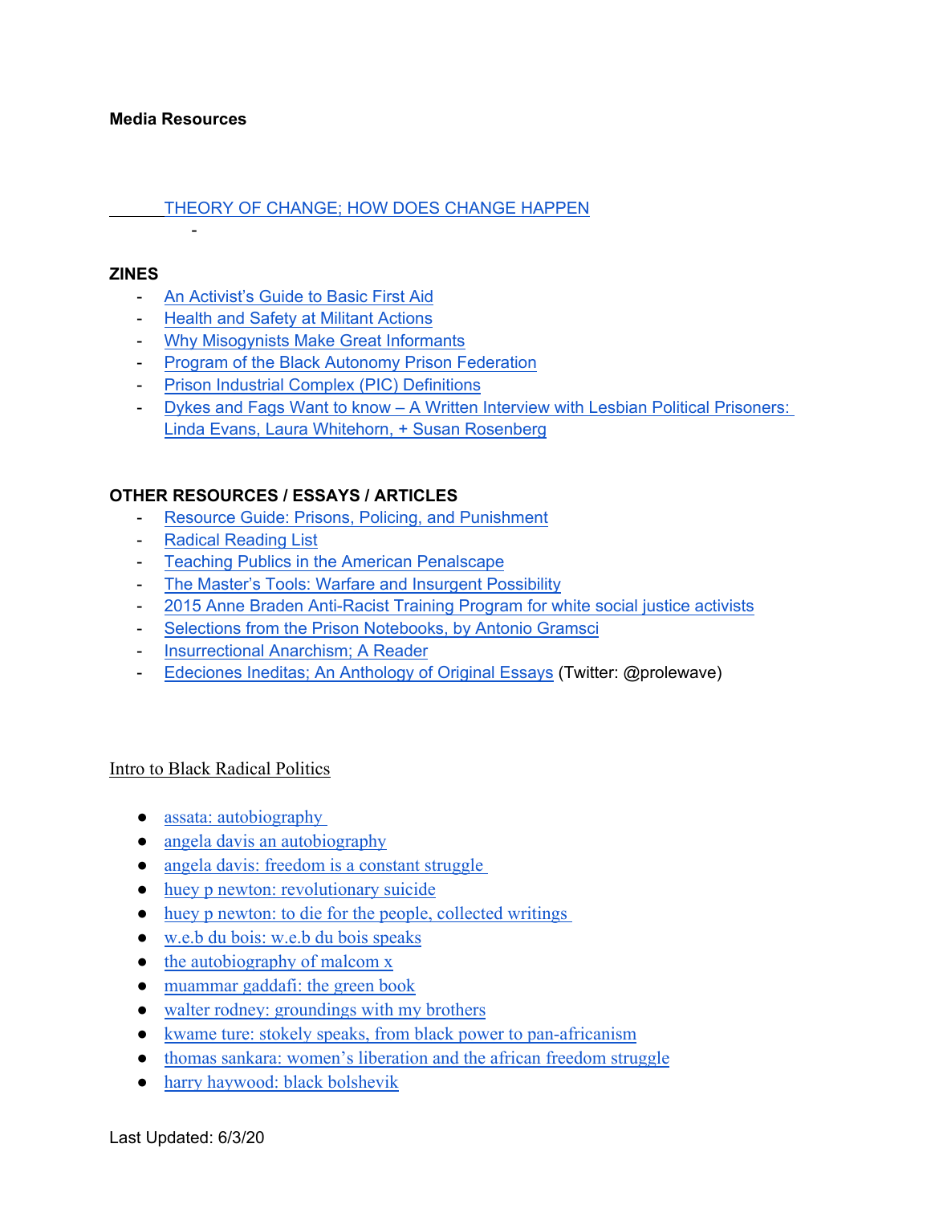**Media Resources**

THEORY OF CHANGE; HOW DOES CHANGE HAPPEN

-

**ZINES**

- An Activist's Guide to Basic First Aid
- Health and Safety at Militant Actions
- Why Misogynists Make Great Informants
- Program of the Black Autonomy Prison Federation
- Prison Industrial Complex (PIC) Definitions
- Dykes and Fags Want to know – A Written Interview with Lesbian Political Prisoners: Linda Evans, Laura Whitehorn, + Susan Rosenberg

**OTHER RESOURCES / ESSAYS / ARTICLES**

- Resource Guide: Prisons, Policing, and Punishment
- Radical Reading List
- Teaching Publics in the American Penalscape
- The Master's Tools: Warfare and Insurgent Possibility
- 2015 Anne Braden Anti-Racist Training Program for white social justice activists
- Selections from the Prison Notebooks, by Antonio Gramsci
- Insurrectional Anarchism; A Reader
- Edeciones Ineditas; An Anthology of Original Essays (Twitter: @prolewave)

Intro to Black Radical Politics

- assata: autobiography
- angela davis an autobiography
- angela davis: freedom is a constant struggle
- huey p newton: revolutionary suicide
- huey p newton: to die for the people, collected writings
- w.e.b du bois: w.e.b du bois speaks
- the autobiography of malcom x
- muammar gaddafi: the green book
- walter rodney: groundings with my brothers
- kwame ture: stokely speaks, from black power to pan-africanism
- thomas sankara: women's liberation and the african freedom struggle
- harry haywood: black bolshevik

Last Updated: 6/3/20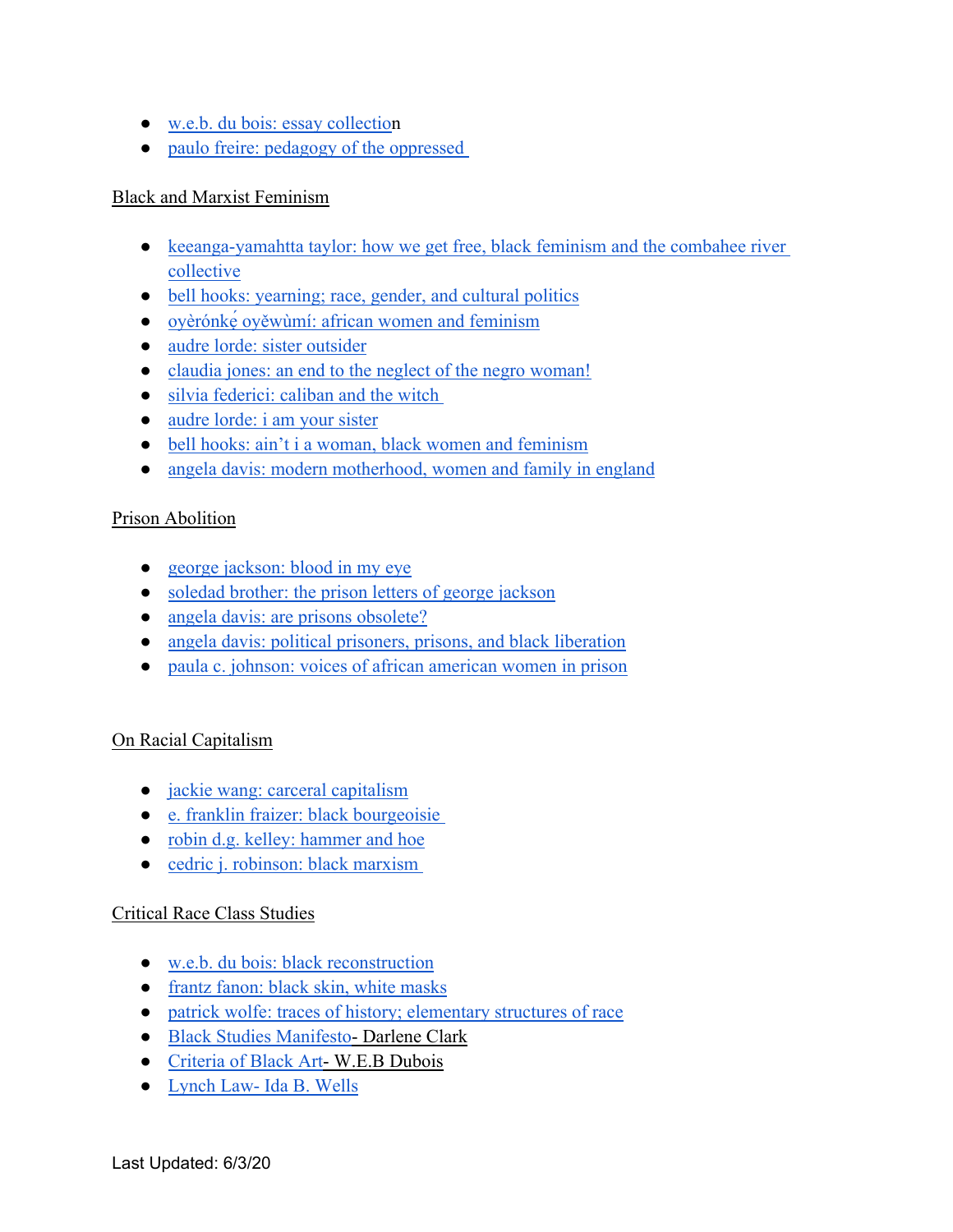- w.e.b. du bois: essay collection
- paulo freire: pedagogy of the oppressed

Black and Marxist Feminism

- keeanga-yamahtta taylor: how we get free, black feminism and the combahee river collective
- bell hooks: yearning; race, gender, and cultural politics
- oyèrónkẹ́ oyěwùmí: african women and feminism
- audre lorde: sister outsider
- claudia jones: an end to the neglect of the negro woman!
- silvia federici: caliban and the witch
- audre lorde: i am your sister
- bell hooks: ain't i a woman, black women and feminism
- angela davis: modern motherhood, women and family in england

Prison Abolition

- george jackson: blood in my eye
- soledad brother: the prison letters of george jackson
- angela davis: are prisons obsolete?
- angela davis: political prisoners, prisons, and black liberation
- paula c. johnson: voices of african american women in prison

On Racial Capitalism

- jackie wang: carceral capitalism
- e. franklin fraizer: black bourgeoisie
- robin d.g. kelley: hammer and hoe
- cedric j. robinson: black marxism

Critical Race Class Studies

- w.e.b. du bois: black reconstruction
- frantz fanon: black skin, white masks
- patrick wolfe: traces of history; elementary structures of race
- Black Studies Manifesto- Darlene Clark
- Criteria of Black Art- W.E.B Dubois
- Lynch Law- Ida B. Wells

Last Updated: 6/3/20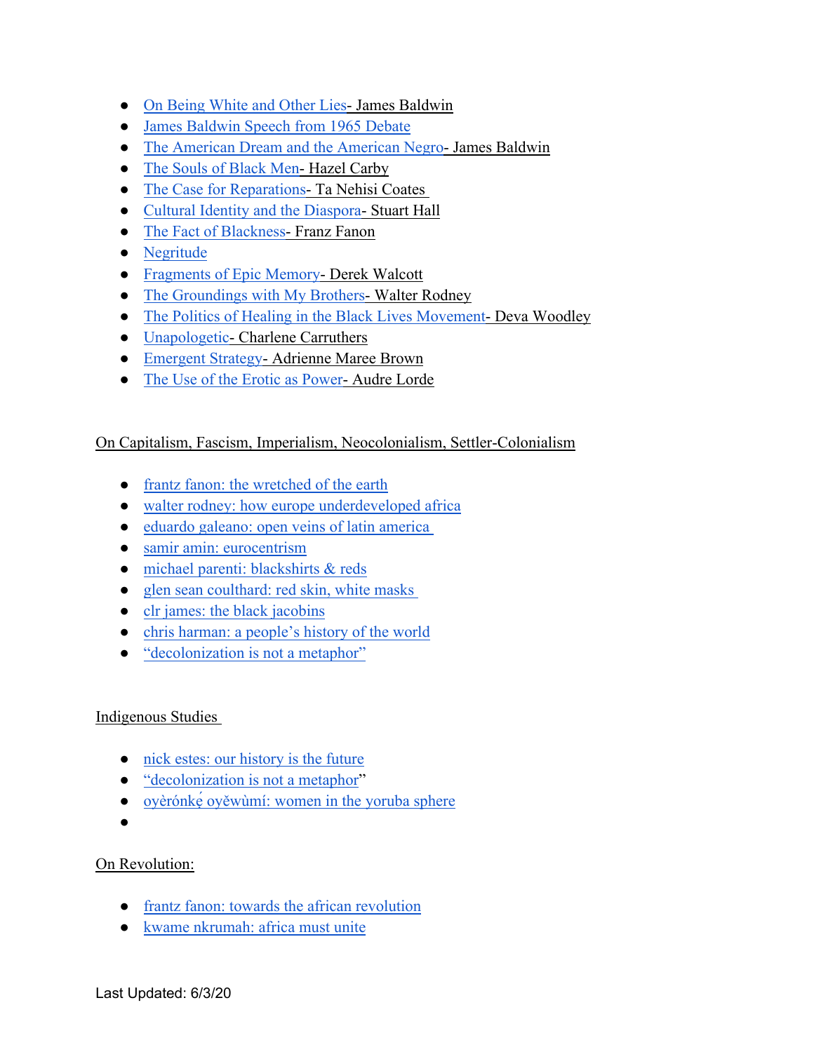- On Being White and Other Lies- James Baldwin
- James Baldwin Speech from 1965 Debate
- The American Dream and the American Negro- James Baldwin
- The Souls of Black Men- Hazel Carby
- The Case for Reparations- Ta Nehisi Coates
- Cultural Identity and the Diaspora- Stuart Hall
- The Fact of Blackness- Franz Fanon
- Negritude
- Fragments of Epic Memory- Derek Walcott
- The Groundings with My Brothers- Walter Rodney
- The Politics of Healing in the Black Lives Movement- Deva Woodley
- Unapologetic- Charlene Carruthers
- Emergent Strategy- Adrienne Maree Brown
- The Use of the Erotic as Power- Audre Lorde

On Capitalism, Fascism, Imperialism, Neocolonialism, Settler-Colonialism

- frantz fanon: the wretched of the earth
- walter rodney: how europe underdeveloped africa
- eduardo galeano: open veins of latin america
- samir amin: eurocentrism
- michael parenti: blackshirts & reds
- glen sean coulthard: red skin, white masks
- clr james: the black jacobins
- chris harman: a people's history of the world
- "decolonization is not a metaphor"

Indigenous Studies

- nick estes: our history is the future
- "decolonization is not a metaphor"
- oyèrónkẹ́ oyěwùmí: women in the yoruba sphere
- 

On Revolution:

- frantz fanon: towards the african revolution
- kwame nkrumah: africa must unite

Last Updated: 6/3/20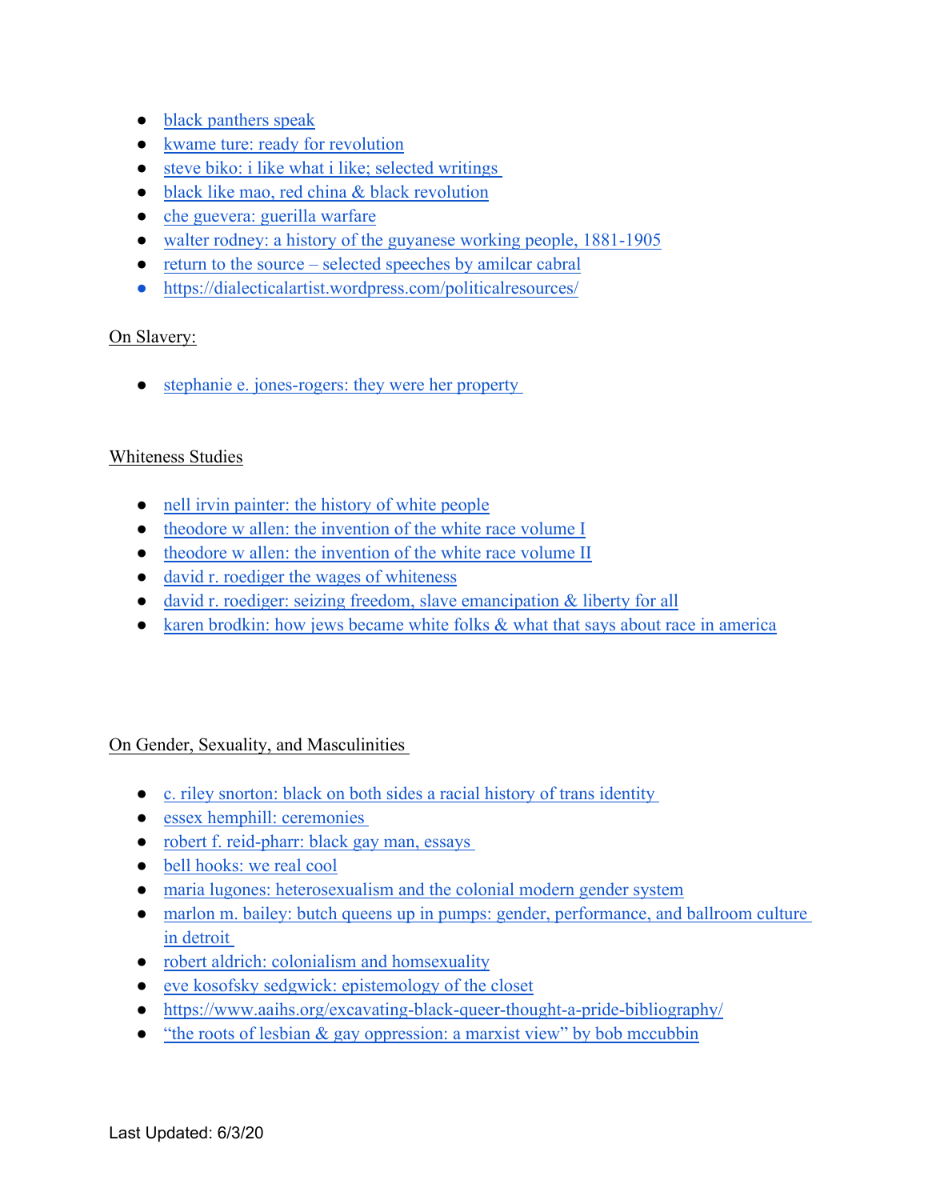- black panthers speak
- kwame ture: ready for revolution
- steve biko: i like what i like; selected writings
- black like mao, red china & black revolution
- che guevera: guerilla warfare
- walter rodney: a history of the guyanese working people, 1881-1905
- return to the source – selected speeches by amilcar cabral
- https://dialecticalartist.wordpress.com/politicalresources/

On Slavery:

- stephanie e. jones-rogers: they were her property

Whiteness Studies

- nell irvin painter: the history of white people
- theodore w allen: the invention of the white race volume I
- theodore w allen: the invention of the white race volume II
- david r. roediger the wages of whiteness
- david r. roediger: seizing freedom, slave emancipation & liberty for all
- karen brodkin: how jews became white folks & what that says about race in america

On Gender, Sexuality, and Masculinities

- c. riley snorton: black on both sides a racial history of trans identity
- essex hemphill: ceremonies
- robert f. reid-pharr: black gay man, essays
- bell hooks: we real cool
- maria lugones: heterosexualism and the colonial modern gender system
- marlon m. bailey: butch queens up in pumps: gender, performance, and ballroom culture in detroit
- robert aldrich: colonialism and homsexuality
- eve kosofsky sedgwick: epistemology of the closet
- https://www.aaihs.org/excavating-black-queer-thought-a-pride-bibliography/
- "the roots of lesbian & gay oppression: a marxist view" by bob mccubbin

Last Updated: 6/3/20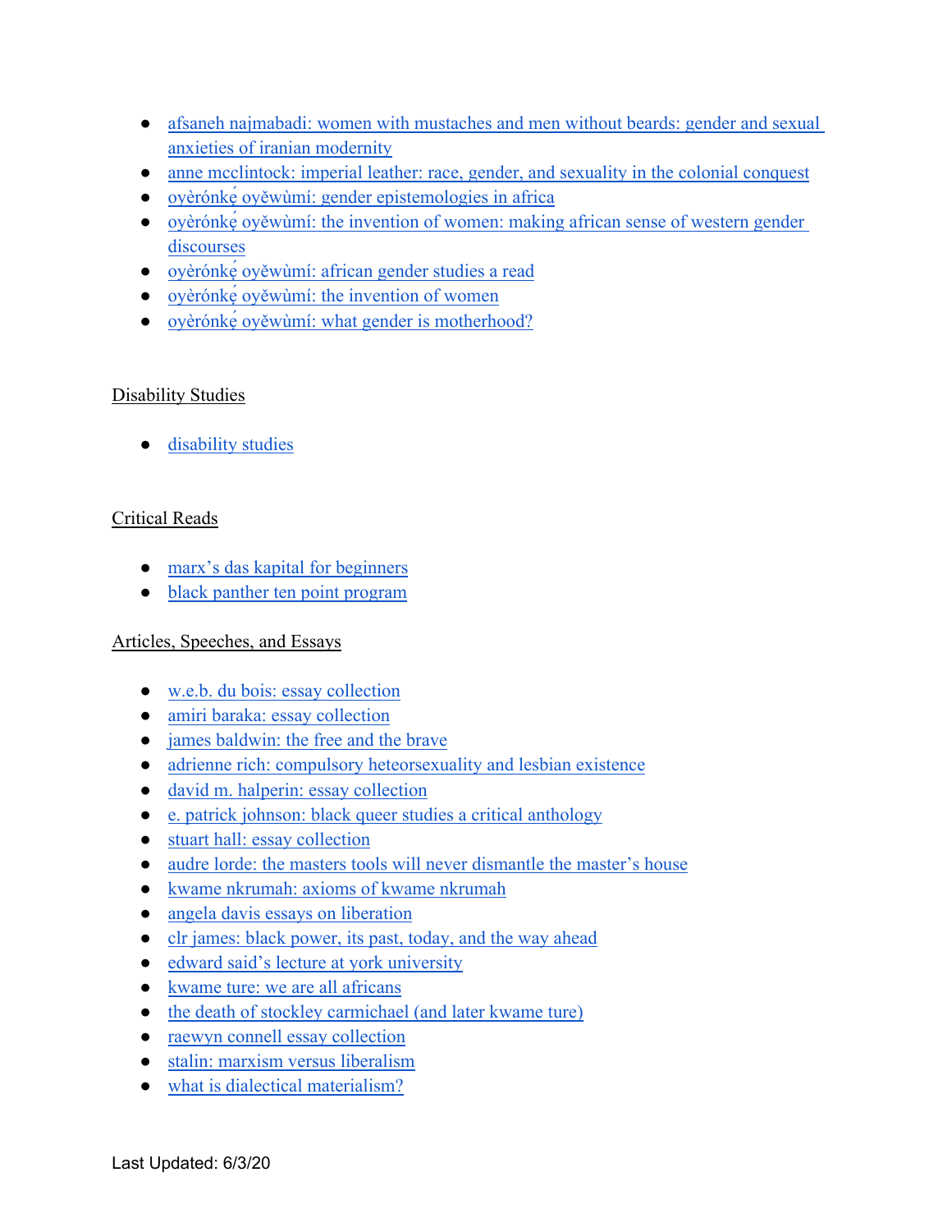- afsaneh najmabadi: women with mustaches and men without beards: gender and sexual anxieties of iranian modernity
- anne mcclintock: imperial leather: race, gender, and sexuality in the colonial conquest
- oyèrónkẹ́ oyěwùmí: gender epistemologies in africa
- oyèrónkẹ́ oyěwùmí: the invention of women: making african sense of western gender discourses
- oyèrónkẹ́ oyěwùmí: african gender studies a read
- oyèrónkẹ́ oyěwùmí: the invention of women
- oyèrónkẹ́ oyěwùmí: what gender is motherhood?

## Disability Studies

- disability studies

## Critical Reads

- marx's das kapital for beginners
- black panther ten point program

## Articles, Speeches, and Essays

- w.e.b. du bois: essay collection
- amiri baraka: essay collection
- james baldwin: the free and the brave
- adrienne rich: compulsory heteorsexuality and lesbian existence
- david m. halperin: essay collection
- e. patrick johnson: black queer studies a critical anthology
- stuart hall: essay collection
- audre lorde: the masters tools will never dismantle the master's house
- kwame nkrumah: axioms of kwame nkrumah
- angela davis essays on liberation
- clr james: black power, its past, today, and the way ahead
- edward said's lecture at york university
- kwame ture: we are all africans
- the death of stockley carmichael (and later kwame ture)
- raewyn connell essay collection
- stalin: marxism versus liberalism
- what is dialectical materialism?

Last Updated: 6/3/20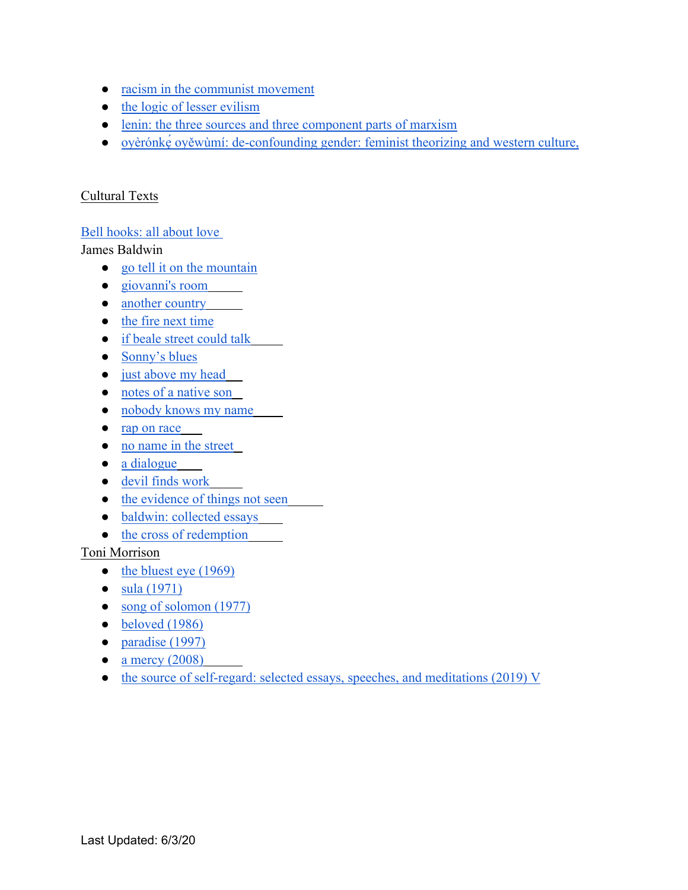- racism in the communist movement
- the logic of lesser evilism
- lenin: the three sources and three component parts of marxism
- oyèrónkẹ́ oyěwùmí: de-confounding gender: feminist theorizing and western culture,

Cultural Texts

Bell hooks: all about love

James Baldwin

- go tell it on the mountain
- giovanni's room
- another country
- the fire next time
- if beale street could talk
- Sonny's blues
- just above my head
- notes of a native son
- nobody knows my name
- rap on race
- no name in the street
- a dialogue
- devil finds work
- the evidence of things not seen
- baldwin: collected essays
- the cross of redemption

Toni Morrison

- the bluest eye (1969)
- sula (1971)
- song of solomon (1977)
- beloved (1986)
- paradise (1997)
- a mercy (2008)
- the source of self-regard: selected essays, speeches, and meditations (2019) V

Last Updated: 6/3/20